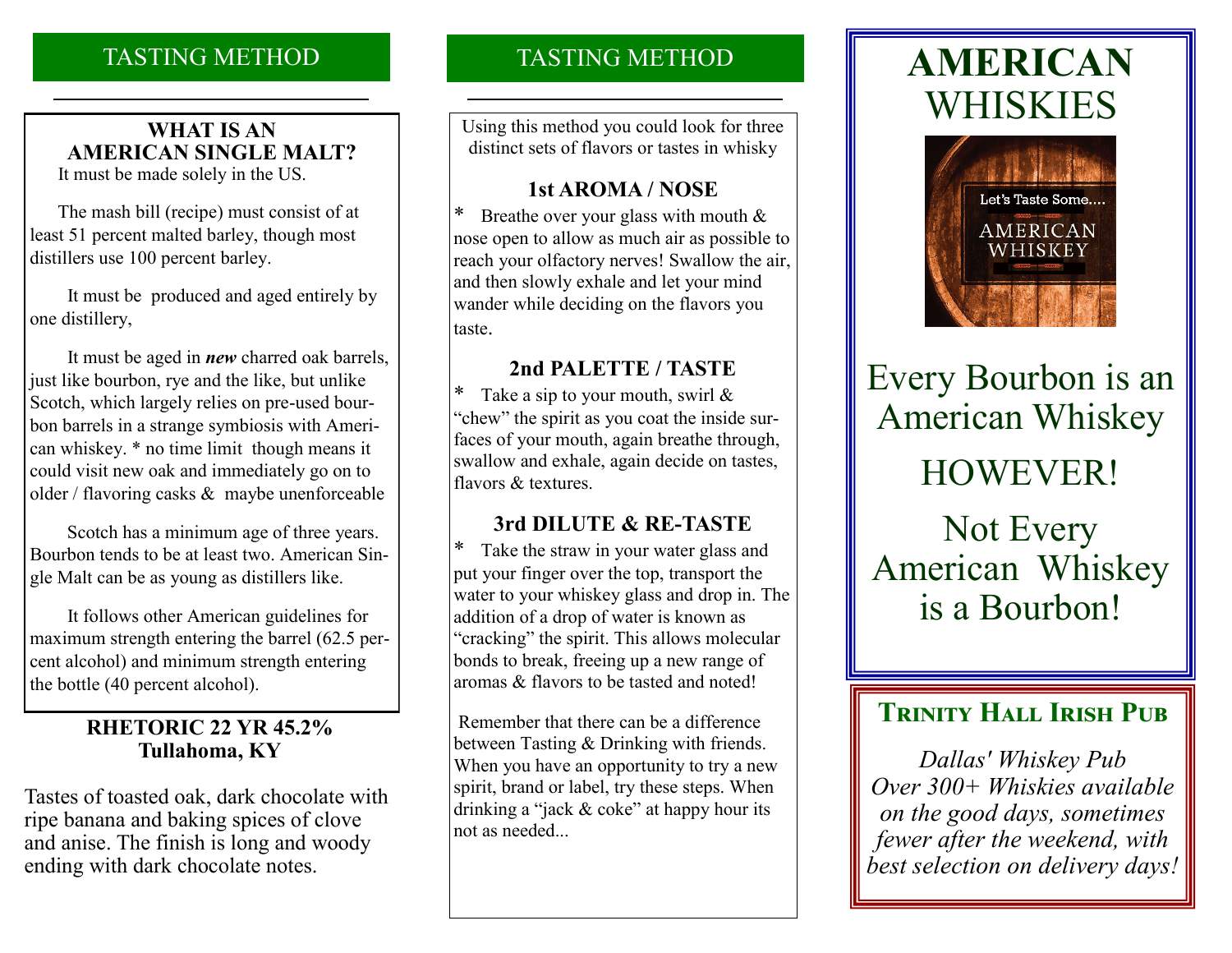## TASTING METHOD

### WHAT IS AN AMERICAN SINGLE MALT?

It must be made solely in the US.

The mash bill (recipe) must consist of at least 51 percent malted barley, though most distillers use 100 percent barley.

It must be produced and aged entirely by one distillery,

It must be aged in ***new*** charred oak barrels, just like bourbon, rye and the like, but unlike Scotch, which largely relies on pre-used bourbon barrels in a strange symbiosis with American whiskey. * no time limit though means it could visit new oak and immediately go on to older / flavoring casks & maybe unenforceable

Scotch has a minimum age of three years. Bourbon tends to be at least two. American Single Malt can be as young as distillers like.

It follows other American guidelines for maximum strength entering the barrel (62.5 percent alcohol) and minimum strength entering the bottle (40 percent alcohol).

### RHETORIC 22 YR 45.2%
### Tullahoma, KY

Tastes of toasted oak, dark chocolate with ripe banana and baking spices of clove and anise. The finish is long and woody ending with dark chocolate notes.

## TASTING METHOD

Using this method you could look for three distinct sets of flavors or tastes in whisky

### 1st AROMA / NOSE

* Breathe over your glass with mouth & nose open to allow as much air as possible to reach your olfactory nerves! Swallow the air, and then slowly exhale and let your mind wander while deciding on the flavors you taste.

### 2nd PALETTE / TASTE

* Take a sip to your mouth, swirl & "chew" the spirit as you coat the inside surfaces of your mouth, again breathe through, swallow and exhale, again decide on tastes, flavors & textures.

### 3rd DILUTE & RE-TASTE

* Take the straw in your water glass and put your finger over the top, transport the water to your whiskey glass and drop in. The addition of a drop of water is known as "cracking" the spirit. This allows molecular bonds to break, freeing up a new range of aromas & flavors to be tasted and noted!

Remember that there can be a difference between Tasting & Drinking with friends. When you have an opportunity to try a new spirit, brand or label, try these steps. When drinking a "jack & coke" at happy hour its not as needed...

# AMERICAN WHISKIES

Let's Taste Some....
AMERICAN WHISKEY

Every Bourbon is an American Whiskey

HOWEVER!

Not Every American Whiskey is a Bourbon!

## Trinity Hall Irish Pub

*Dallas' Whiskey Pub*
*Over 300+ Whiskies available on the good days, sometimes fewer after the weekend, with best selection on delivery days!*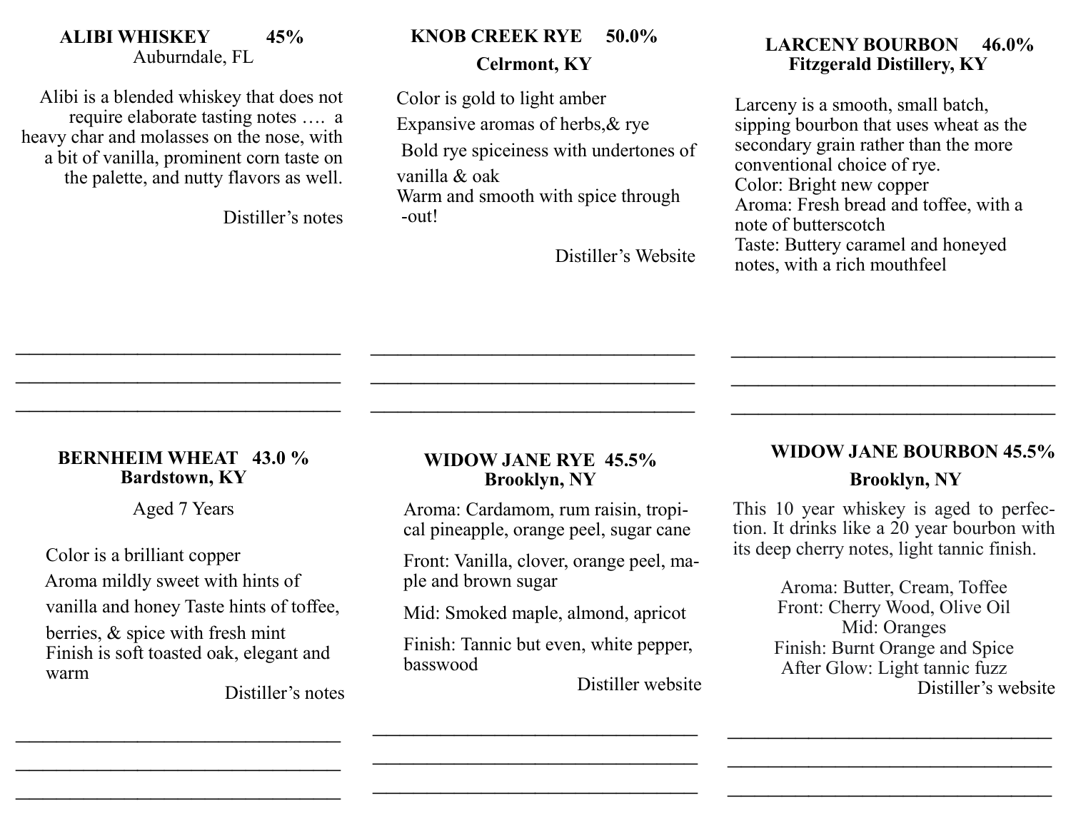## ALIBI WHISKEY 45%

Auburndale, FL

Alibi is a blended whiskey that does not require elaborate tasting notes …. a heavy char and molasses on the nose, with a bit of vanilla, prominent corn taste on the palette, and nutty flavors as well.

Distiller's notes

\_\_\_\_\_\_\_\_\_\_\_\_\_\_\_\_\_\_\_\_\_\_\_\_\_\_\_\_\_\_\_\_\_\_\_

\_\_\_\_\_\_\_\_\_\_\_\_\_\_\_\_\_\_\_\_\_\_\_\_\_\_\_\_\_\_\_\_\_\_\_

\_\_\_\_\_\_\_\_\_\_\_\_\_\_\_\_\_\_\_\_\_\_\_\_\_\_\_\_\_\_\_\_\_\_\_

## KNOB CREEK RYE 50.0%

**Celrmont, KY**

Color is gold to light amber

Expansive aromas of herbs,& rye

Bold rye spiceiness with undertones of vanilla & oak

Warm and smooth with spice through -out!

Distiller's Website

\_\_\_\_\_\_\_\_\_\_\_\_\_\_\_\_\_\_\_\_\_\_\_\_\_\_\_\_\_\_\_\_\_\_\_

\_\_\_\_\_\_\_\_\_\_\_\_\_\_\_\_\_\_\_\_\_\_\_\_\_\_\_\_\_\_\_\_\_\_\_

\_\_\_\_\_\_\_\_\_\_\_\_\_\_\_\_\_\_\_\_\_\_\_\_\_\_\_\_\_\_\_\_\_\_\_

## LARCENY BOURBON 46.0%

**Fitzgerald Distillery, KY**

Larceny is a smooth, small batch, sipping bourbon that uses wheat as the secondary grain rather than the more conventional choice of rye.

Color: Bright new copper

Aroma: Fresh bread and toffee, with a note of butterscotch

Taste: Buttery caramel and honeyed notes, with a rich mouthfeel

\_\_\_\_\_\_\_\_\_\_\_\_\_\_\_\_\_\_\_\_\_\_\_\_\_\_\_\_\_\_\_\_\_\_\_

\_\_\_\_\_\_\_\_\_\_\_\_\_\_\_\_\_\_\_\_\_\_\_\_\_\_\_\_\_\_\_\_\_\_\_

\_\_\_\_\_\_\_\_\_\_\_\_\_\_\_\_\_\_\_\_\_\_\_\_\_\_\_\_\_\_\_\_\_\_\_

## BERNHEIM WHEAT 43.0 %

**Bardstown, KY**

Aged 7 Years

Color is a brilliant copper

Aroma mildly sweet with hints of vanilla and honey Taste hints of toffee, berries, & spice with fresh mint

Finish is soft toasted oak, elegant and warm

Distiller's notes

\_\_\_\_\_\_\_\_\_\_\_\_\_\_\_\_\_\_\_\_\_\_\_\_\_\_\_\_\_\_\_\_\_\_\_

\_\_\_\_\_\_\_\_\_\_\_\_\_\_\_\_\_\_\_\_\_\_\_\_\_\_\_\_\_\_\_\_\_\_\_

\_\_\_\_\_\_\_\_\_\_\_\_\_\_\_\_\_\_\_\_\_\_\_\_\_\_\_\_\_\_\_\_\_\_\_

## WIDOW JANE RYE 45.5%

**Brooklyn, NY**

Aroma: Cardamom, rum raisin, tropical pineapple, orange peel, sugar cane

Front: Vanilla, clover, orange peel, maple and brown sugar

Mid: Smoked maple, almond, apricot

Finish: Tannic but even, white pepper, basswood

Distiller website

\_\_\_\_\_\_\_\_\_\_\_\_\_\_\_\_\_\_\_\_\_\_\_\_\_\_\_\_\_\_\_\_\_\_\_

\_\_\_\_\_\_\_\_\_\_\_\_\_\_\_\_\_\_\_\_\_\_\_\_\_\_\_\_\_\_\_\_\_\_\_

\_\_\_\_\_\_\_\_\_\_\_\_\_\_\_\_\_\_\_\_\_\_\_\_\_\_\_\_\_\_\_\_\_\_\_

## WIDOW JANE BOURBON 45.5%

**Brooklyn, NY**

This 10 year whiskey is aged to perfection. It drinks like a 20 year bourbon with its deep cherry notes, light tannic finish.

Aroma: Butter, Cream, Toffee

Front: Cherry Wood, Olive Oil

Mid: Oranges

Finish: Burnt Orange and Spice

After Glow: Light tannic fuzz

Distiller's website

\_\_\_\_\_\_\_\_\_\_\_\_\_\_\_\_\_\_\_\_\_\_\_\_\_\_\_\_\_\_\_\_\_\_\_

\_\_\_\_\_\_\_\_\_\_\_\_\_\_\_\_\_\_\_\_\_\_\_\_\_\_\_\_\_\_\_\_\_\_\_

\_\_\_\_\_\_\_\_\_\_\_\_\_\_\_\_\_\_\_\_\_\_\_\_\_\_\_\_\_\_\_\_\_\_\_